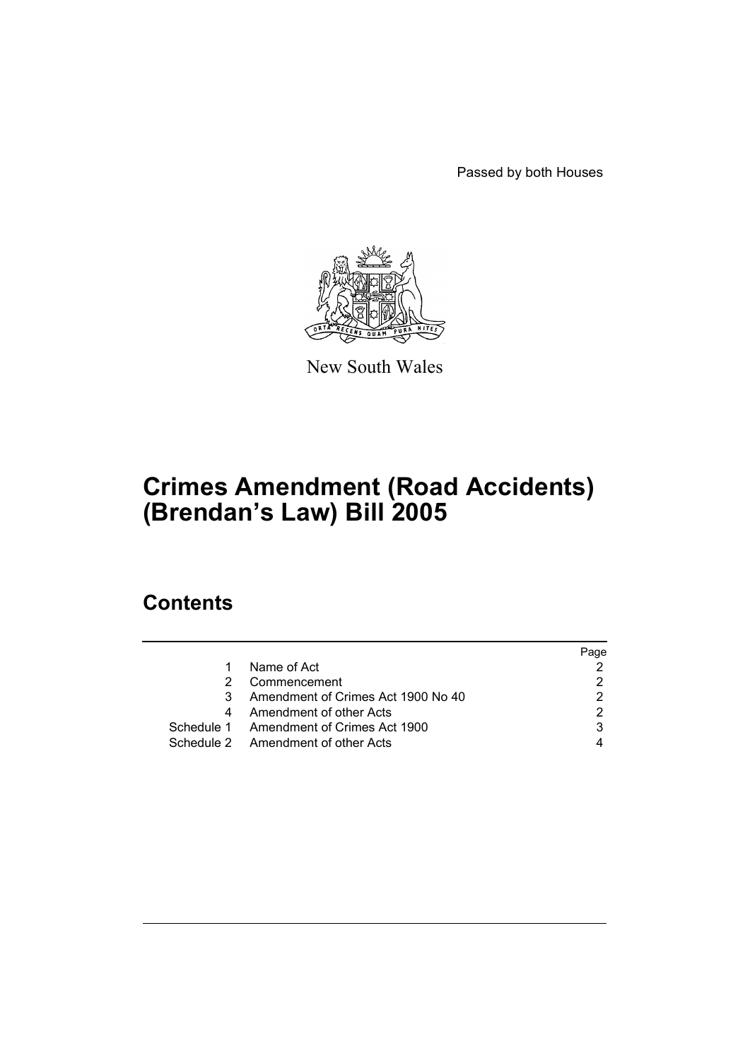Passed by both Houses

New South Wales

# Crimes Amendment (Road Accidents) (Brendan's Law) Bill 2005

## Contents

| | | Page |
|---|---|---|
| 1 | Name of Act | 2 |
| 2 | Commencement | 2 |
| 3 | Amendment of Crimes Act 1900 No 40 | 2 |
| 4 | Amendment of other Acts | 2 |
| Schedule 1 | Amendment of Crimes Act 1900 | 3 |
| Schedule 2 | Amendment of other Acts | 4 |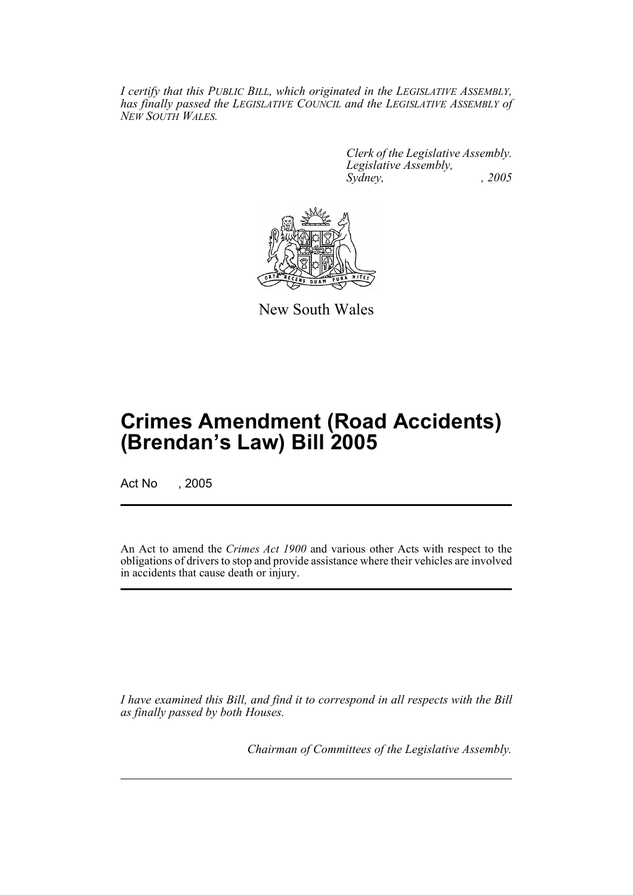*I certify that this PUBLIC BILL, which originated in the LEGISLATIVE ASSEMBLY, has finally passed the LEGISLATIVE COUNCIL and the LEGISLATIVE ASSEMBLY of NEW SOUTH WALES.*

*Clerk of the Legislative Assembly.*
*Legislative Assembly,*
*Sydney, , 2005*

New South Wales

# Crimes Amendment (Road Accidents) (Brendan's Law) Bill 2005

Act No , 2005

An Act to amend the *Crimes Act 1900* and various other Acts with respect to the obligations of drivers to stop and provide assistance where their vehicles are involved in accidents that cause death or injury.

*I have examined this Bill, and find it to correspond in all respects with the Bill as finally passed by both Houses.*

*Chairman of Committees of the Legislative Assembly.*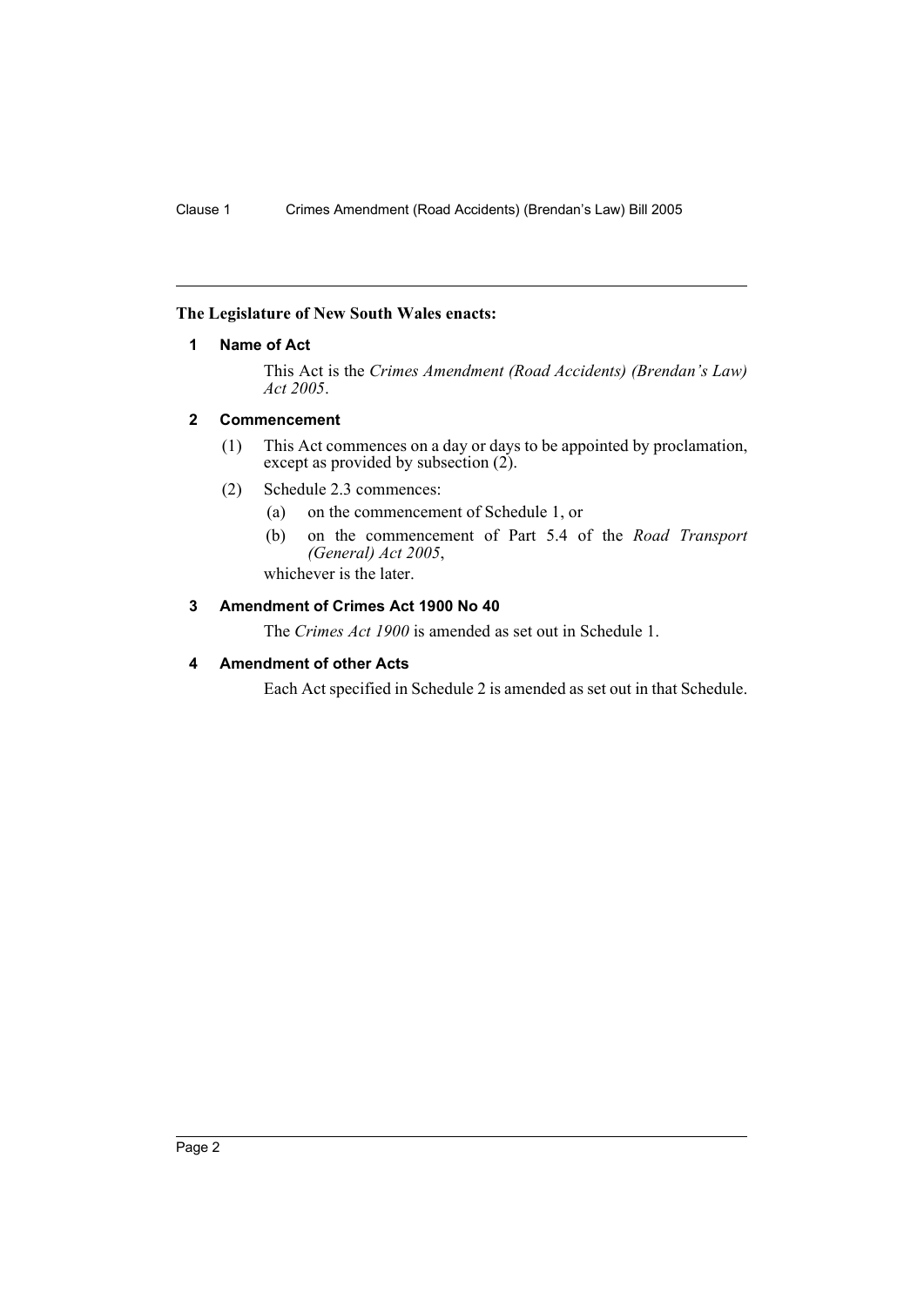**The Legislature of New South Wales enacts:**

## 1 Name of Act

This Act is the *Crimes Amendment (Road Accidents) (Brendan's Law) Act 2005*.

## 2 Commencement

(1) This Act commences on a day or days to be appointed by proclamation, except as provided by subsection (2).

(2) Schedule 2.3 commences:

- (a) on the commencement of Schedule 1, or
- (b) on the commencement of Part 5.4 of the *Road Transport (General) Act 2005*,

whichever is the later.

## 3 Amendment of Crimes Act 1900 No 40

The *Crimes Act 1900* is amended as set out in Schedule 1.

## 4 Amendment of other Acts

Each Act specified in Schedule 2 is amended as set out in that Schedule.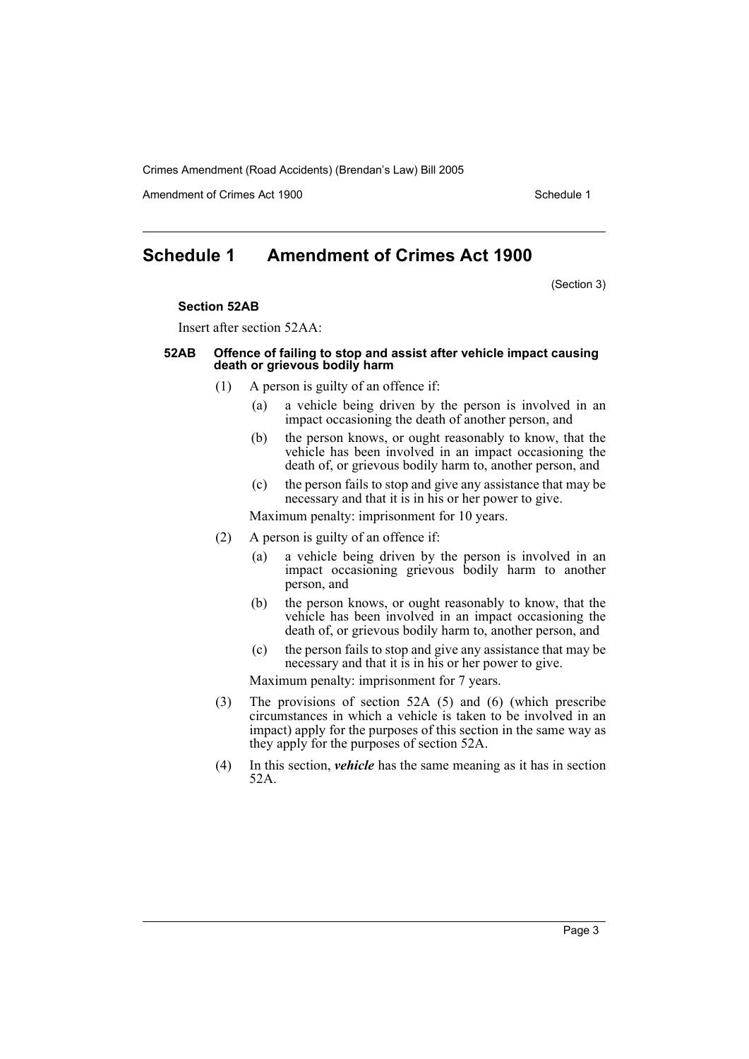# Schedule 1 Amendment of Crimes Act 1900

(Section 3)

**Section 52AB**

Insert after section 52AA:

**52AB Offence of failing to stop and assist after vehicle impact causing death or grievous bodily harm**

(1) A person is guilty of an offence if:

(a) a vehicle being driven by the person is involved in an impact occasioning the death of another person, and

(b) the person knows, or ought reasonably to know, that the vehicle has been involved in an impact occasioning the death of, or grievous bodily harm to, another person, and

(c) the person fails to stop and give any assistance that may be necessary and that it is in his or her power to give.

Maximum penalty: imprisonment for 10 years.

(2) A person is guilty of an offence if:

(a) a vehicle being driven by the person is involved in an impact occasioning grievous bodily harm to another person, and

(b) the person knows, or ought reasonably to know, that the vehicle has been involved in an impact occasioning the death of, or grievous bodily harm to, another person, and

(c) the person fails to stop and give any assistance that may be necessary and that it is in his or her power to give.

Maximum penalty: imprisonment for 7 years.

(3) The provisions of section 52A (5) and (6) (which prescribe circumstances in which a vehicle is taken to be involved in an impact) apply for the purposes of this section in the same way as they apply for the purposes of section 52A.

(4) In this section, ***vehicle*** has the same meaning as it has in section 52A.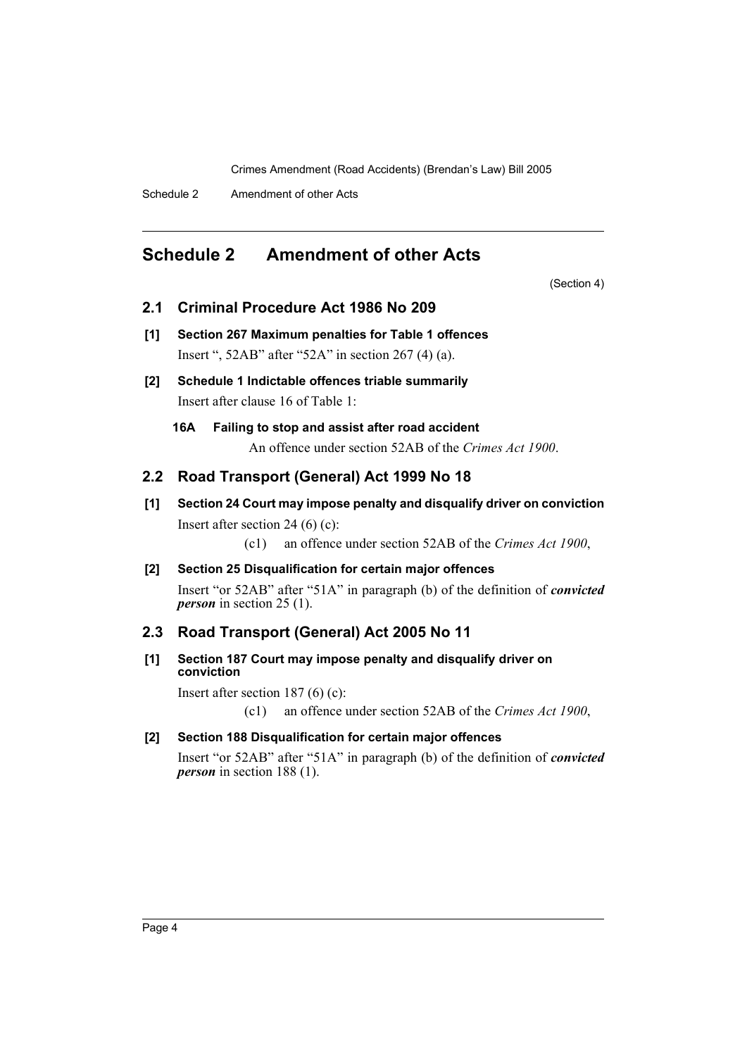# Schedule 2 Amendment of other Acts

(Section 4)

## 2.1 Criminal Procedure Act 1986 No 209

**[1] Section 267 Maximum penalties for Table 1 offences**

Insert ", 52AB" after "52A" in section 267 (4) (a).

**[2] Schedule 1 Indictable offences triable summarily**

Insert after clause 16 of Table 1:

**16A Failing to stop and assist after road accident**

An offence under section 52AB of the *Crimes Act 1900*.

## 2.2 Road Transport (General) Act 1999 No 18

**[1] Section 24 Court may impose penalty and disqualify driver on conviction**

Insert after section 24 (6) (c):

(c1) an offence under section 52AB of the *Crimes Act 1900*,

**[2] Section 25 Disqualification for certain major offences**

Insert "or 52AB" after "51A" in paragraph (b) of the definition of ***convicted person*** in section 25 (1).

## 2.3 Road Transport (General) Act 2005 No 11

**[1] Section 187 Court may impose penalty and disqualify driver on conviction**

Insert after section 187 (6) (c):

(c1) an offence under section 52AB of the *Crimes Act 1900*,

**[2] Section 188 Disqualification for certain major offences**

Insert "or 52AB" after "51A" in paragraph (b) of the definition of ***convicted person*** in section 188 (1).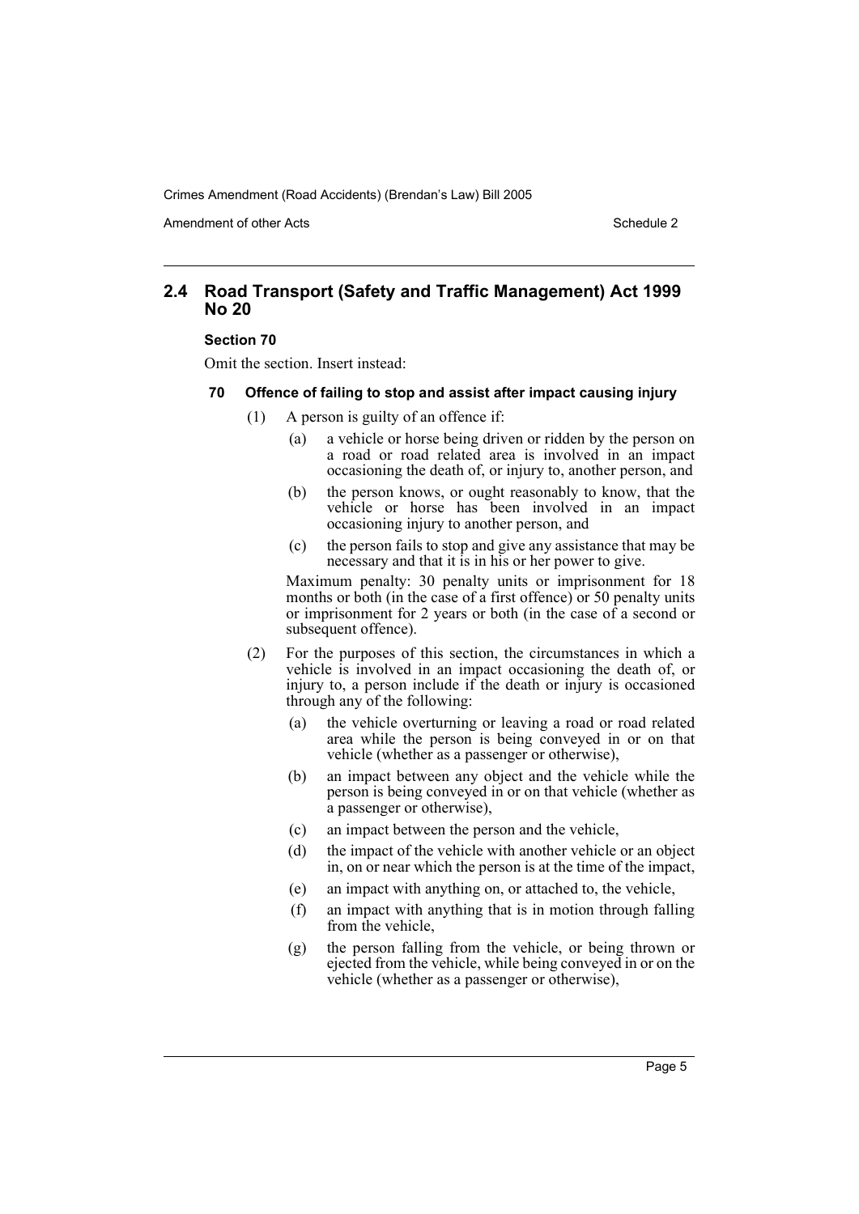## 2.4 Road Transport (Safety and Traffic Management) Act 1999 No 20

### Section 70

Omit the section. Insert instead:

#### 70 Offence of failing to stop and assist after impact causing injury

(1) A person is guilty of an offence if:

(a) a vehicle or horse being driven or ridden by the person on a road or road related area is involved in an impact occasioning the death of, or injury to, another person, and

(b) the person knows, or ought reasonably to know, that the vehicle or horse has been involved in an impact occasioning injury to another person, and

(c) the person fails to stop and give any assistance that may be necessary and that it is in his or her power to give.

Maximum penalty: 30 penalty units or imprisonment for 18 months or both (in the case of a first offence) or 50 penalty units or imprisonment for 2 years or both (in the case of a second or subsequent offence).

(2) For the purposes of this section, the circumstances in which a vehicle is involved in an impact occasioning the death of, or injury to, a person include if the death or injury is occasioned through any of the following:

(a) the vehicle overturning or leaving a road or road related area while the person is being conveyed in or on that vehicle (whether as a passenger or otherwise),

(b) an impact between any object and the vehicle while the person is being conveyed in or on that vehicle (whether as a passenger or otherwise),

(c) an impact between the person and the vehicle,

(d) the impact of the vehicle with another vehicle or an object in, on or near which the person is at the time of the impact,

(e) an impact with anything on, or attached to, the vehicle,

(f) an impact with anything that is in motion through falling from the vehicle,

(g) the person falling from the vehicle, or being thrown or ejected from the vehicle, while being conveyed in or on the vehicle (whether as a passenger or otherwise),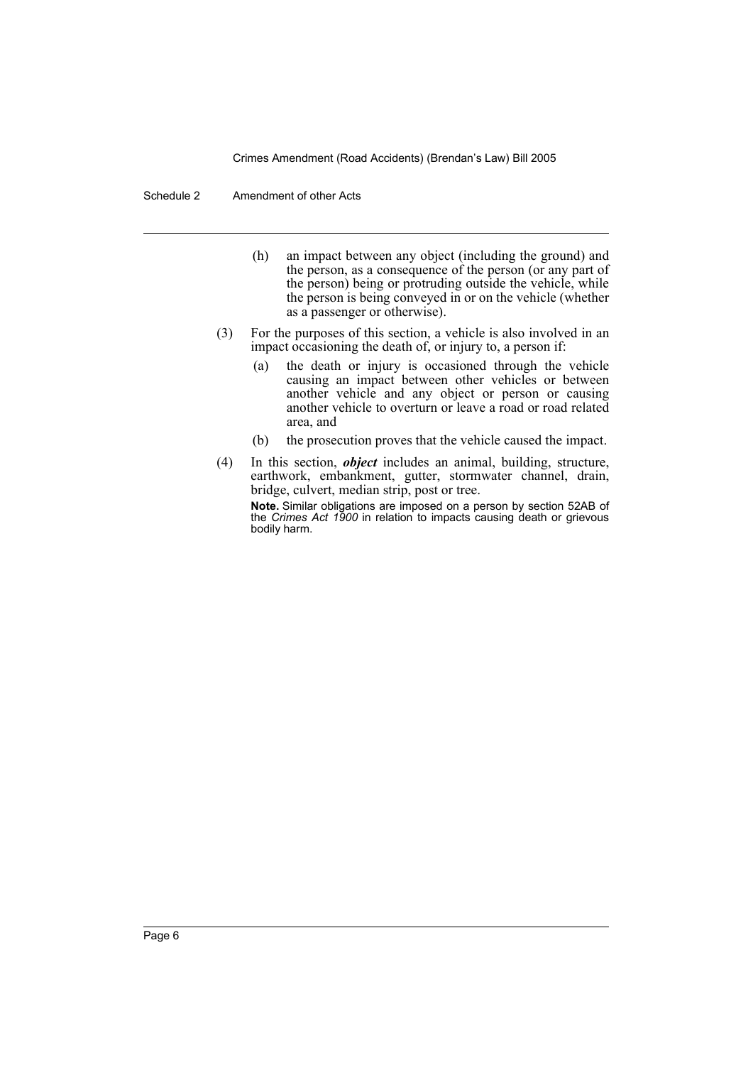(h) an impact between any object (including the ground) and the person, as a consequence of the person (or any part of the person) being or protruding outside the vehicle, while the person is being conveyed in or on the vehicle (whether as a passenger or otherwise).

(3) For the purposes of this section, a vehicle is also involved in an impact occasioning the death of, or injury to, a person if:

(a) the death or injury is occasioned through the vehicle causing an impact between other vehicles or between another vehicle and any object or person or causing another vehicle to overturn or leave a road or road related area, and

(b) the prosecution proves that the vehicle caused the impact.

(4) In this section, ***object*** includes an animal, building, structure, earthwork, embankment, gutter, stormwater channel, drain, bridge, culvert, median strip, post or tree.

**Note.** Similar obligations are imposed on a person by section 52AB of the *Crimes Act 1900* in relation to impacts causing death or grievous bodily harm.